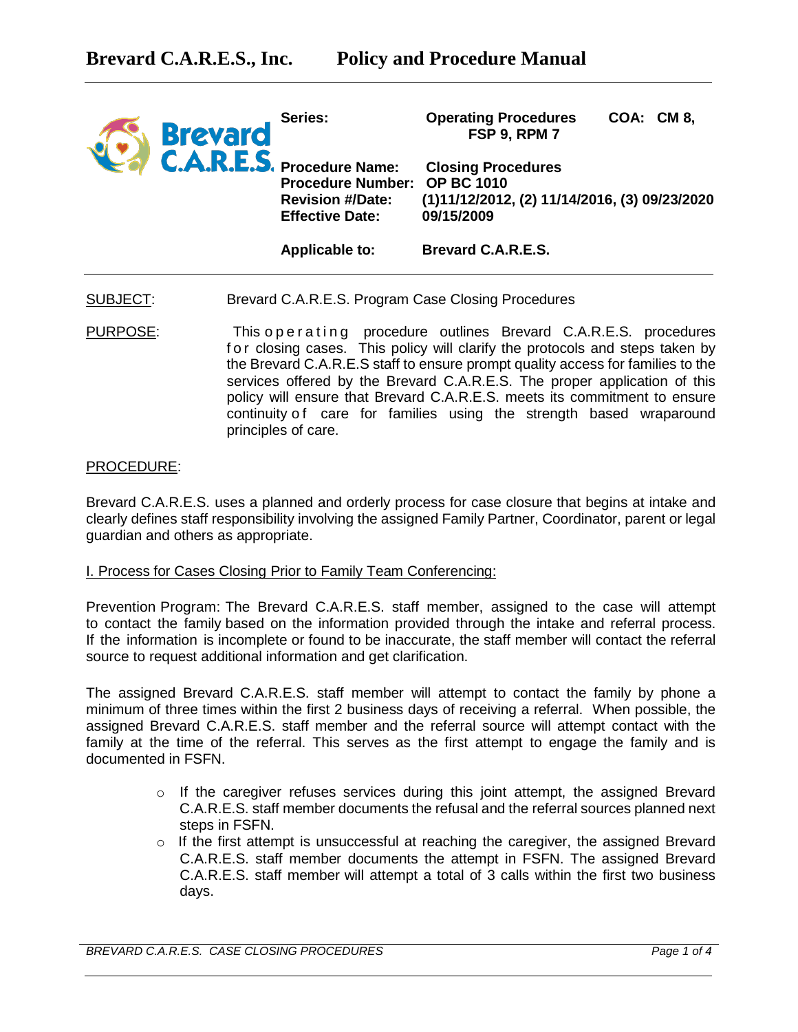# Brevard C.A.R.E.S., Inc. Policy and Procedure Manual

| | | |
|---|---|---|
| **Series:** | **Operating Procedures** | **COA: CM 8, FSP 9, RPM 7** |
| **Procedure Name:** | **Closing Procedures** | |
| **Procedure Number:** | **OP BC 1010** | |
| **Revision #/Date:** | **(1)11/12/2012, (2) 11/14/2016, (3) 09/23/2020** | |
| **Effective Date:** | **09/15/2009** | |
| **Applicable to:** | **Brevard C.A.R.E.S.** | |

SUBJECT: Brevard C.A.R.E.S. Program Case Closing Procedures

PURPOSE: This operating procedure outlines Brevard C.A.R.E.S. procedures for closing cases. This policy will clarify the protocols and steps taken by the Brevard C.A.R.E.S staff to ensure prompt quality access for families to the services offered by the Brevard C.A.R.E.S. The proper application of this policy will ensure that Brevard C.A.R.E.S. meets its commitment to ensure continuity of care for families using the strength based wraparound principles of care.

PROCEDURE:

Brevard C.A.R.E.S. uses a planned and orderly process for case closure that begins at intake and clearly defines staff responsibility involving the assigned Family Partner, Coordinator, parent or legal guardian and others as appropriate.

I. Process for Cases Closing Prior to Family Team Conferencing:

Prevention Program: The Brevard C.A.R.E.S. staff member, assigned to the case will attempt to contact the family based on the information provided through the intake and referral process. If the information is incomplete or found to be inaccurate, the staff member will contact the referral source to request additional information and get clarification.

The assigned Brevard C.A.R.E.S. staff member will attempt to contact the family by phone a minimum of three times within the first 2 business days of receiving a referral. When possible, the assigned Brevard C.A.R.E.S. staff member and the referral source will attempt contact with the family at the time of the referral. This serves as the first attempt to engage the family and is documented in FSFN.

- If the caregiver refuses services during this joint attempt, the assigned Brevard C.A.R.E.S. staff member documents the refusal and the referral sources planned next steps in FSFN.
- If the first attempt is unsuccessful at reaching the caregiver, the assigned Brevard C.A.R.E.S. staff member documents the attempt in FSFN. The assigned Brevard C.A.R.E.S. staff member will attempt a total of 3 calls within the first two business days.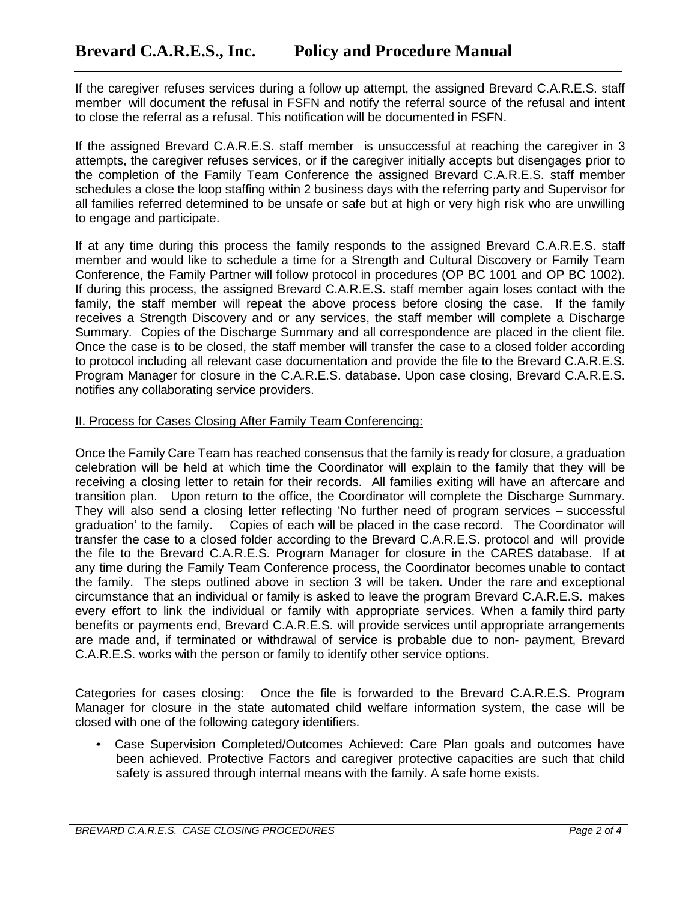If the caregiver refuses services during a follow up attempt, the assigned Brevard C.A.R.E.S. staff member will document the refusal in FSFN and notify the referral source of the refusal and intent to close the referral as a refusal. This notification will be documented in FSFN.

If the assigned Brevard C.A.R.E.S. staff member is unsuccessful at reaching the caregiver in 3 attempts, the caregiver refuses services, or if the caregiver initially accepts but disengages prior to the completion of the Family Team Conference the assigned Brevard C.A.R.E.S. staff member schedules a close the loop staffing within 2 business days with the referring party and Supervisor for all families referred determined to be unsafe or safe but at high or very high risk who are unwilling to engage and participate.

If at any time during this process the family responds to the assigned Brevard C.A.R.E.S. staff member and would like to schedule a time for a Strength and Cultural Discovery or Family Team Conference, the Family Partner will follow protocol in procedures (OP BC 1001 and OP BC 1002). If during this process, the assigned Brevard C.A.R.E.S. staff member again loses contact with the family, the staff member will repeat the above process before closing the case. If the family receives a Strength Discovery and or any services, the staff member will complete a Discharge Summary. Copies of the Discharge Summary and all correspondence are placed in the client file. Once the case is to be closed, the staff member will transfer the case to a closed folder according to protocol including all relevant case documentation and provide the file to the Brevard C.A.R.E.S. Program Manager for closure in the C.A.R.E.S. database. Upon case closing, Brevard C.A.R.E.S. notifies any collaborating service providers.

II. Process for Cases Closing After Family Team Conferencing:

Once the Family Care Team has reached consensus that the family is ready for closure, a graduation celebration will be held at which time the Coordinator will explain to the family that they will be receiving a closing letter to retain for their records. All families exiting will have an aftercare and transition plan. Upon return to the office, the Coordinator will complete the Discharge Summary. They will also send a closing letter reflecting 'No further need of program services – successful graduation' to the family. Copies of each will be placed in the case record. The Coordinator will transfer the case to a closed folder according to the Brevard C.A.R.E.S. protocol and will provide the file to the Brevard C.A.R.E.S. Program Manager for closure in the CARES database. If at any time during the Family Team Conference process, the Coordinator becomes unable to contact the family. The steps outlined above in section 3 will be taken. Under the rare and exceptional circumstance that an individual or family is asked to leave the program Brevard C.A.R.E.S. makes every effort to link the individual or family with appropriate services. When a family third party benefits or payments end, Brevard C.A.R.E.S. will provide services until appropriate arrangements are made and, if terminated or withdrawal of service is probable due to non- payment, Brevard C.A.R.E.S. works with the person or family to identify other service options.

Categories for cases closing: Once the file is forwarded to the Brevard C.A.R.E.S. Program Manager for closure in the state automated child welfare information system, the case will be closed with one of the following category identifiers.

- Case Supervision Completed/Outcomes Achieved: Care Plan goals and outcomes have been achieved. Protective Factors and caregiver protective capacities are such that child safety is assured through internal means with the family. A safe home exists.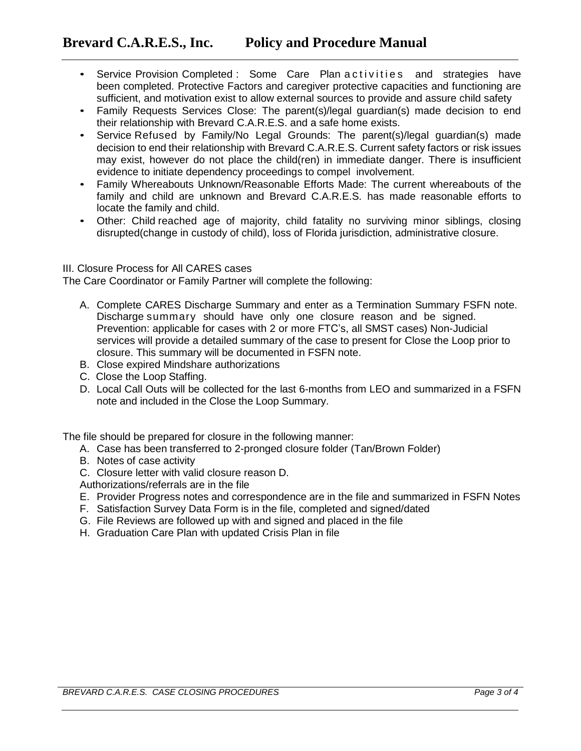- Service Provision Completed : Some Care Plan activities and strategies have been completed. Protective Factors and caregiver protective capacities and functioning are sufficient, and motivation exist to allow external sources to provide and assure child safety
- Family Requests Services Close: The parent(s)/legal guardian(s) made decision to end their relationship with Brevard C.A.R.E.S. and a safe home exists.
- Service Refused by Family/No Legal Grounds: The parent(s)/legal guardian(s) made decision to end their relationship with Brevard C.A.R.E.S. Current safety factors or risk issues may exist, however do not place the child(ren) in immediate danger. There is insufficient evidence to initiate dependency proceedings to compel involvement.
- Family Whereabouts Unknown/Reasonable Efforts Made: The current whereabouts of the family and child are unknown and Brevard C.A.R.E.S. has made reasonable efforts to locate the family and child.
- Other: Child reached age of majority, child fatality no surviving minor siblings, closing disrupted(change in custody of child), loss of Florida jurisdiction, administrative closure.

III. Closure Process for All CARES cases

The Care Coordinator or Family Partner will complete the following:

A. Complete CARES Discharge Summary and enter as a Termination Summary FSFN note. Discharge summary should have only one closure reason and be signed. Prevention: applicable for cases with 2 or more FTC's, all SMST cases) Non-Judicial services will provide a detailed summary of the case to present for Close the Loop prior to closure. This summary will be documented in FSFN note.
B. Close expired Mindshare authorizations
C. Close the Loop Staffing.
D. Local Call Outs will be collected for the last 6-months from LEO and summarized in a FSFN note and included in the Close the Loop Summary.

The file should be prepared for closure in the following manner:

A. Case has been transferred to 2-pronged closure folder (Tan/Brown Folder)
B. Notes of case activity
C. Closure letter with valid closure reason D. Authorizations/referrals are in the file
E. Provider Progress notes and correspondence are in the file and summarized in FSFN Notes
F. Satisfaction Survey Data Form is in the file, completed and signed/dated
G. File Reviews are followed up with and signed and placed in the file
H. Graduation Care Plan with updated Crisis Plan in file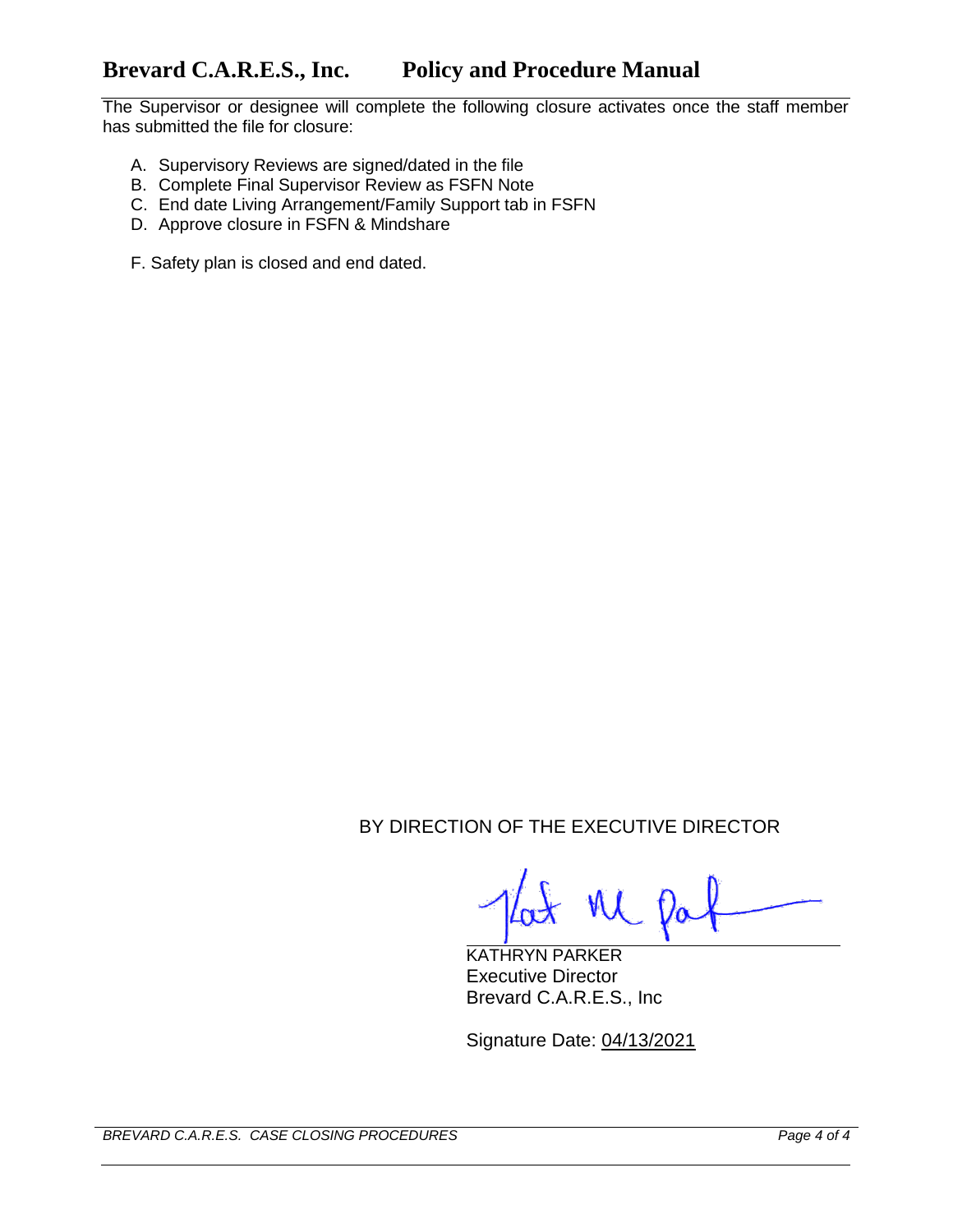The Supervisor or designee will complete the following closure activates once the staff member has submitted the file for closure:

A. Supervisory Reviews are signed/dated in the file
B. Complete Final Supervisor Review as FSFN Note
C. End date Living Arrangement/Family Support tab in FSFN
D. Approve closure in FSFN & Mindshare

F. Safety plan is closed and end dated.

BY DIRECTION OF THE EXECUTIVE DIRECTOR

KATHRYN PARKER
Executive Director
Brevard C.A.R.E.S., Inc

Signature Date: 04/13/2021